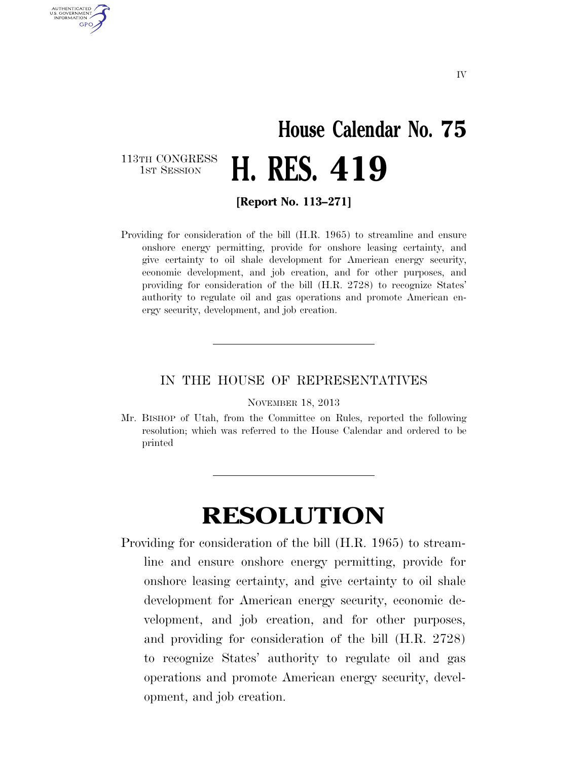# House Calendar No. 75

113TH CONGRESS
1ST SESSION

# H. RES. 419

**[Report No. 113–271]**

Providing for consideration of the bill (H.R. 1965) to streamline and ensure onshore energy permitting, provide for onshore leasing certainty, and give certainty to oil shale development for American energy security, economic development, and job creation, and for other purposes, and providing for consideration of the bill (H.R. 2728) to recognize States' authority to regulate oil and gas operations and promote American energy security, development, and job creation.

---

IN THE HOUSE OF REPRESENTATIVES

NOVEMBER 18, 2013

Mr. BISHOP of Utah, from the Committee on Rules, reported the following resolution; which was referred to the House Calendar and ordered to be printed

---

# RESOLUTION

Providing for consideration of the bill (H.R. 1965) to streamline and ensure onshore energy permitting, provide for onshore leasing certainty, and give certainty to oil shale development for American energy security, economic development, and job creation, and for other purposes, and providing for consideration of the bill (H.R. 2728) to recognize States' authority to regulate oil and gas operations and promote American energy security, development, and job creation.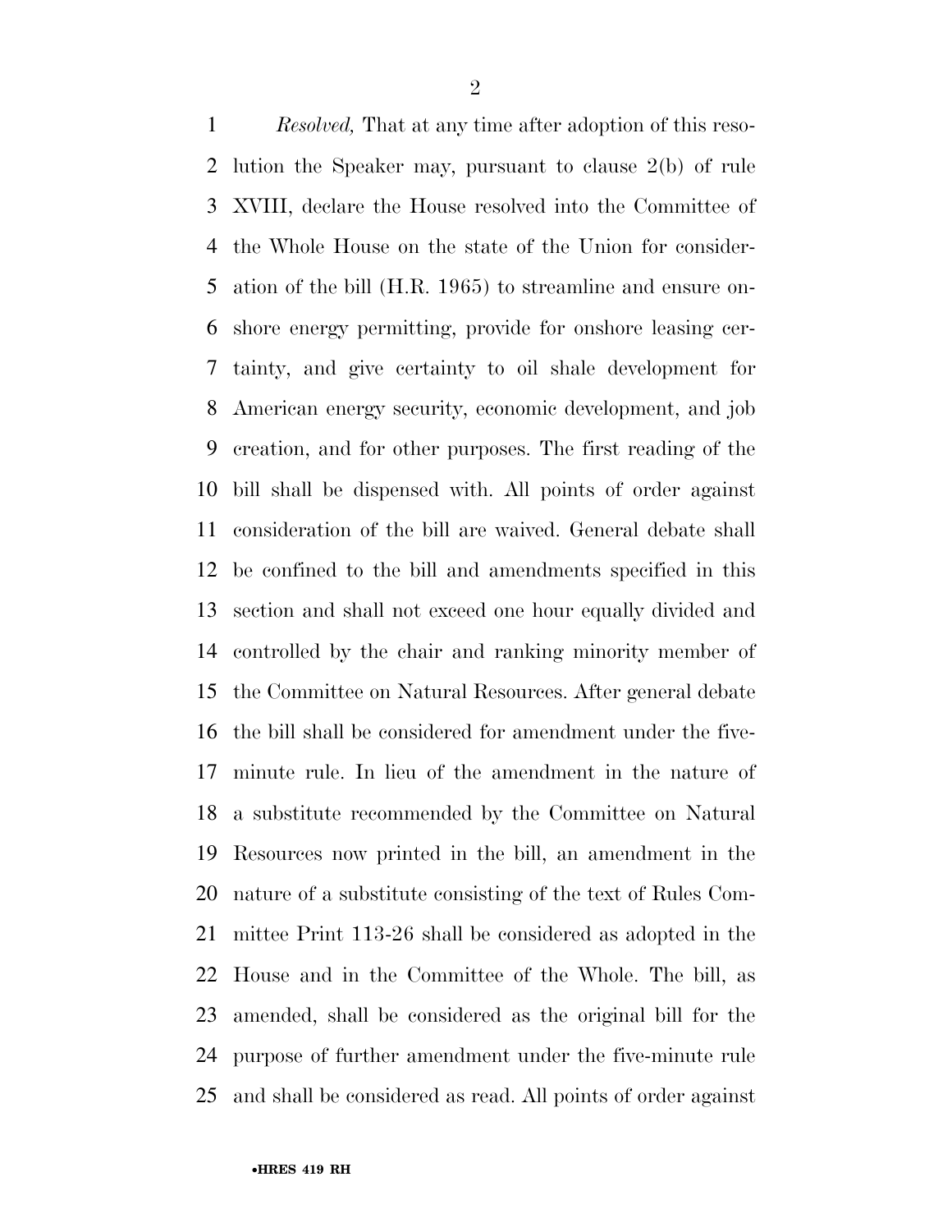*Resolved,* That at any time after adoption of this resolution the Speaker may, pursuant to clause 2(b) of rule XVIII, declare the House resolved into the Committee of the Whole House on the state of the Union for consideration of the bill (H.R. 1965) to streamline and ensure onshore energy permitting, provide for onshore leasing certainty, and give certainty to oil shale development for American energy security, economic development, and job creation, and for other purposes. The first reading of the bill shall be dispensed with. All points of order against consideration of the bill are waived. General debate shall be confined to the bill and amendments specified in this section and shall not exceed one hour equally divided and controlled by the chair and ranking minority member of the Committee on Natural Resources. After general debate the bill shall be considered for amendment under the five-minute rule. In lieu of the amendment in the nature of a substitute recommended by the Committee on Natural Resources now printed in the bill, an amendment in the nature of a substitute consisting of the text of Rules Committee Print 113-26 shall be considered as adopted in the House and in the Committee of the Whole. The bill, as amended, shall be considered as the original bill for the purpose of further amendment under the five-minute rule and shall be considered as read. All points of order against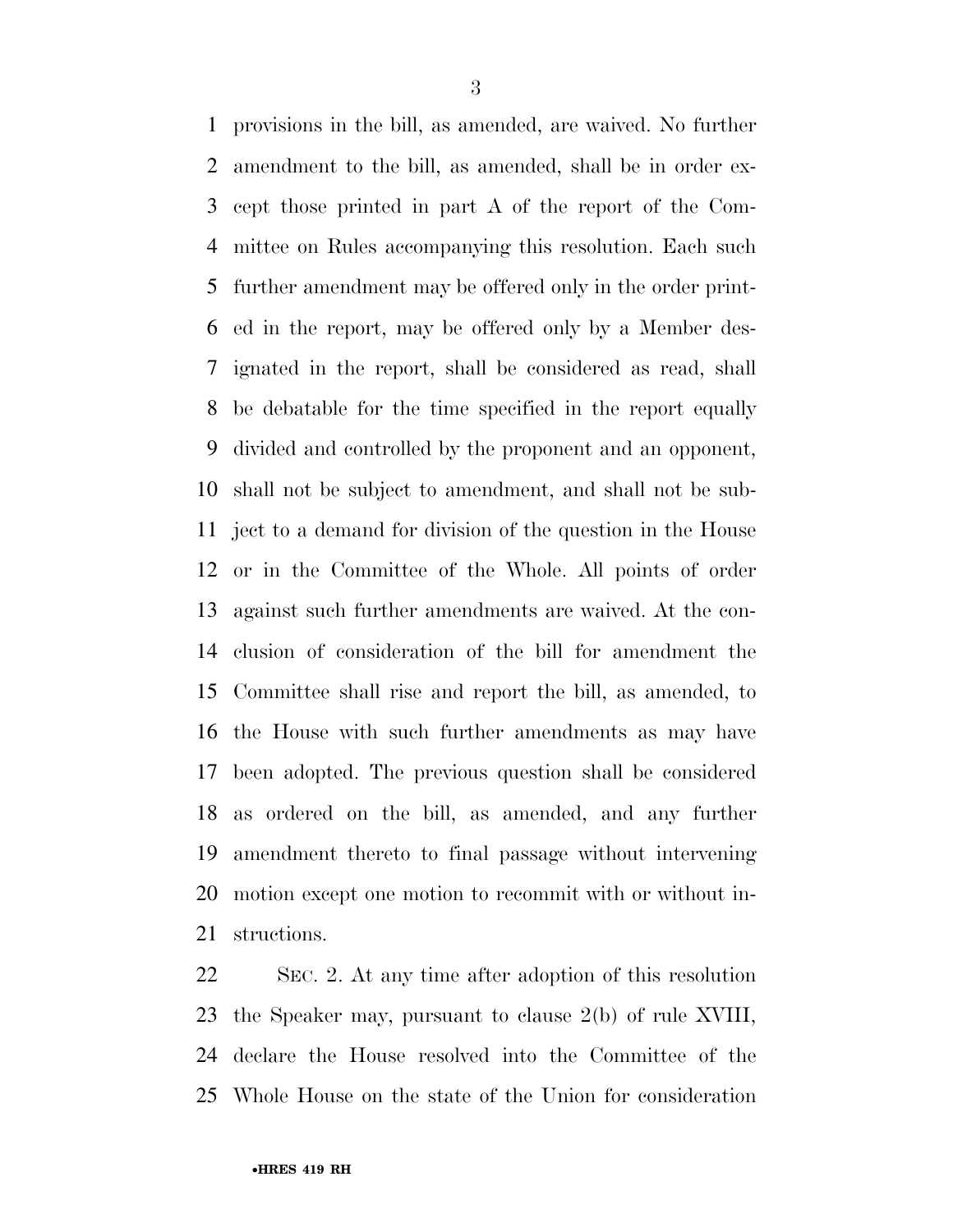provisions in the bill, as amended, are waived. No further amendment to the bill, as amended, shall be in order except those printed in part A of the report of the Committee on Rules accompanying this resolution. Each such further amendment may be offered only in the order printed in the report, may be offered only by a Member designated in the report, shall be considered as read, shall be debatable for the time specified in the report equally divided and controlled by the proponent and an opponent, shall not be subject to amendment, and shall not be subject to a demand for division of the question in the House or in the Committee of the Whole. All points of order against such further amendments are waived. At the conclusion of consideration of the bill for amendment the Committee shall rise and report the bill, as amended, to the House with such further amendments as may have been adopted. The previous question shall be considered as ordered on the bill, as amended, and any further amendment thereto to final passage without intervening motion except one motion to recommit with or without instructions.

SEC. 2. At any time after adoption of this resolution the Speaker may, pursuant to clause 2(b) of rule XVIII, declare the House resolved into the Committee of the Whole House on the state of the Union for consideration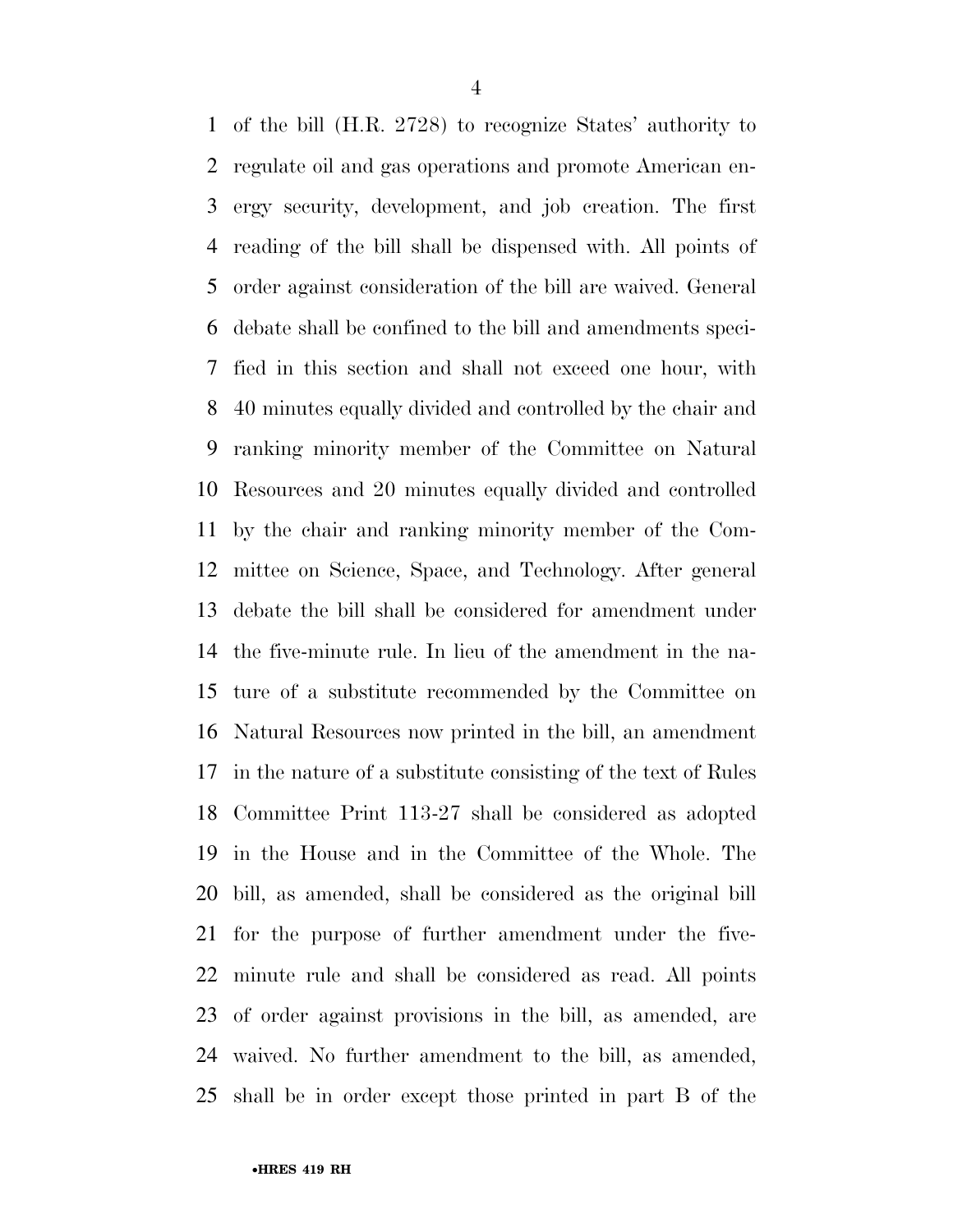of the bill (H.R. 2728) to recognize States' authority to regulate oil and gas operations and promote American energy security, development, and job creation. The first reading of the bill shall be dispensed with. All points of order against consideration of the bill are waived. General debate shall be confined to the bill and amendments specified in this section and shall not exceed one hour, with 40 minutes equally divided and controlled by the chair and ranking minority member of the Committee on Natural Resources and 20 minutes equally divided and controlled by the chair and ranking minority member of the Committee on Science, Space, and Technology. After general debate the bill shall be considered for amendment under the five-minute rule. In lieu of the amendment in the nature of a substitute recommended by the Committee on Natural Resources now printed in the bill, an amendment in the nature of a substitute consisting of the text of Rules Committee Print 113-27 shall be considered as adopted in the House and in the Committee of the Whole. The bill, as amended, shall be considered as the original bill for the purpose of further amendment under the five-minute rule and shall be considered as read. All points of order against provisions in the bill, as amended, are waived. No further amendment to the bill, as amended, shall be in order except those printed in part B of the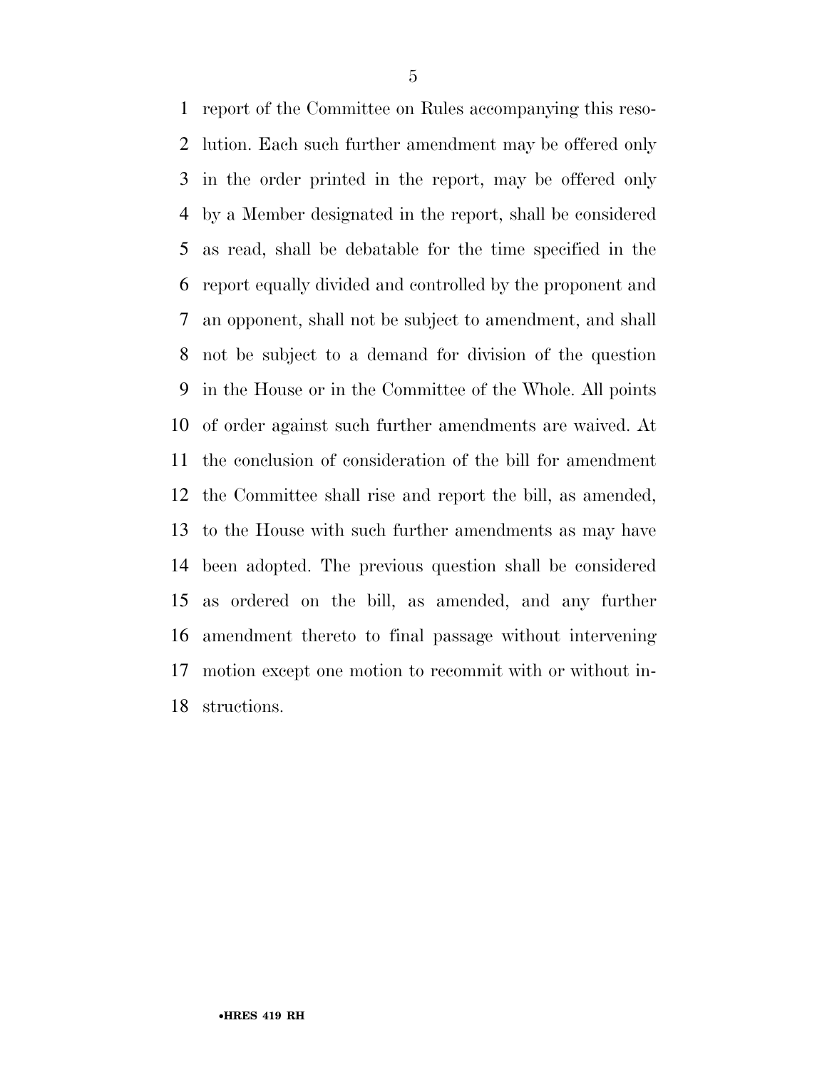report of the Committee on Rules accompanying this resolution. Each such further amendment may be offered only in the order printed in the report, may be offered only by a Member designated in the report, shall be considered as read, shall be debatable for the time specified in the report equally divided and controlled by the proponent and an opponent, shall not be subject to amendment, and shall not be subject to a demand for division of the question in the House or in the Committee of the Whole. All points of order against such further amendments are waived. At the conclusion of consideration of the bill for amendment the Committee shall rise and report the bill, as amended, to the House with such further amendments as may have been adopted. The previous question shall be considered as ordered on the bill, as amended, and any further amendment thereto to final passage without intervening motion except one motion to recommit with or without instructions.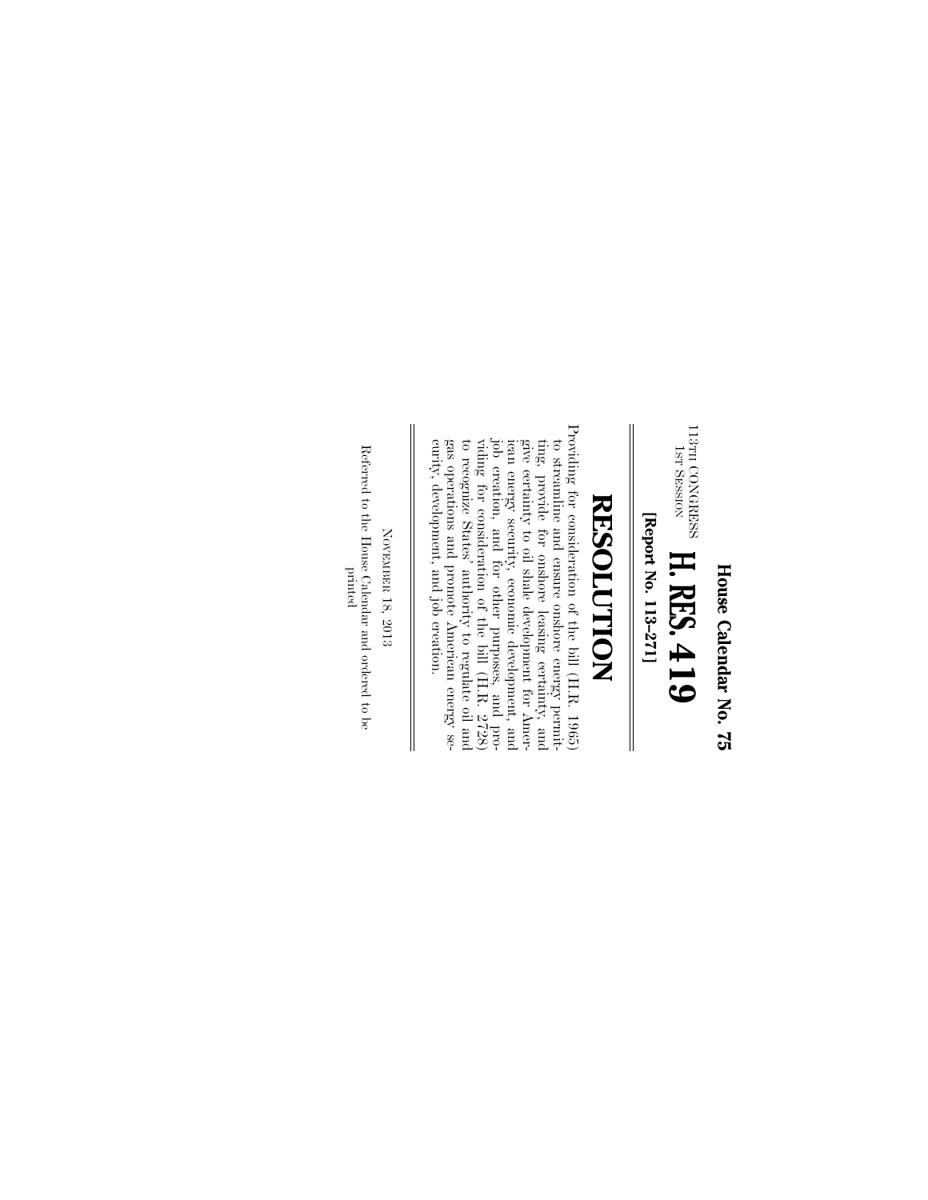House Calendar No. 75

113TH CONGRESS
1ST SESSION

# H. RES. 419

**[Report No. 113–271]**

# RESOLUTION

Providing for consideration of the bill (H.R. 1965) to streamline and ensure onshore energy permitting, provide for onshore leasing certainty, and give certainty to oil shale development for American energy security, economic development, and job creation, and for other purposes, and providing for consideration of the bill (H.R. 2728) to recognize States' authority to regulate oil and gas operations and promote American energy security, development, and job creation.

NOVEMBER 18, 2013

Referred to the House Calendar and ordered to be printed